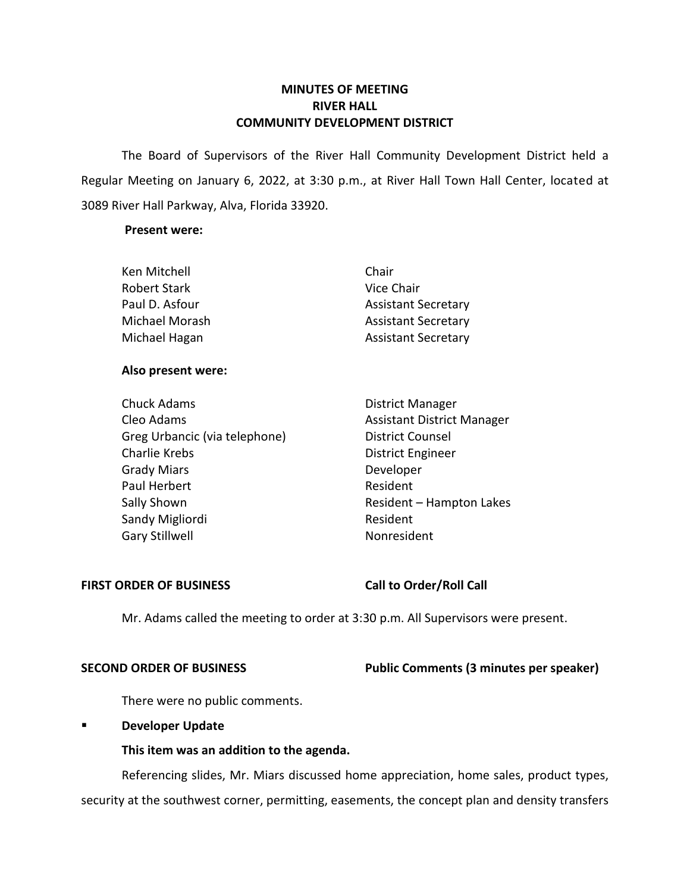# MINUTES OF MEETING
# RIVER HALL
# COMMUNITY DEVELOPMENT DISTRICT

The Board of Supervisors of the River Hall Community Development District held a Regular Meeting on January 6, 2022, at 3:30 p.m., at River Hall Town Hall Center, located at 3089 River Hall Parkway, Alva, Florida 33920.

**Present were:**

| | |
|---|---|
| Ken Mitchell | Chair |
| Robert Stark | Vice Chair |
| Paul D. Asfour | Assistant Secretary |
| Michael Morash | Assistant Secretary |
| Michael Hagan | Assistant Secretary |

**Also present were:**

| | |
|---|---|
| Chuck Adams | District Manager |
| Cleo Adams | Assistant District Manager |
| Greg Urbancic (via telephone) | District Counsel |
| Charlie Krebs | District Engineer |
| Grady Miars | Developer |
| Paul Herbert | Resident |
| Sally Shown | Resident – Hampton Lakes |
| Sandy Migliordi | Resident |
| Gary Stillwell | Nonresident |

**FIRST ORDER OF BUSINESS** **Call to Order/Roll Call**

Mr. Adams called the meeting to order at 3:30 p.m. All Supervisors were present.

**SECOND ORDER OF BUSINESS** **Public Comments (3 minutes per speaker)**

There were no public comments.

- **Developer Update**

**This item was an addition to the agenda.**

Referencing slides, Mr. Miars discussed home appreciation, home sales, product types, security at the southwest corner, permitting, easements, the concept plan and density transfers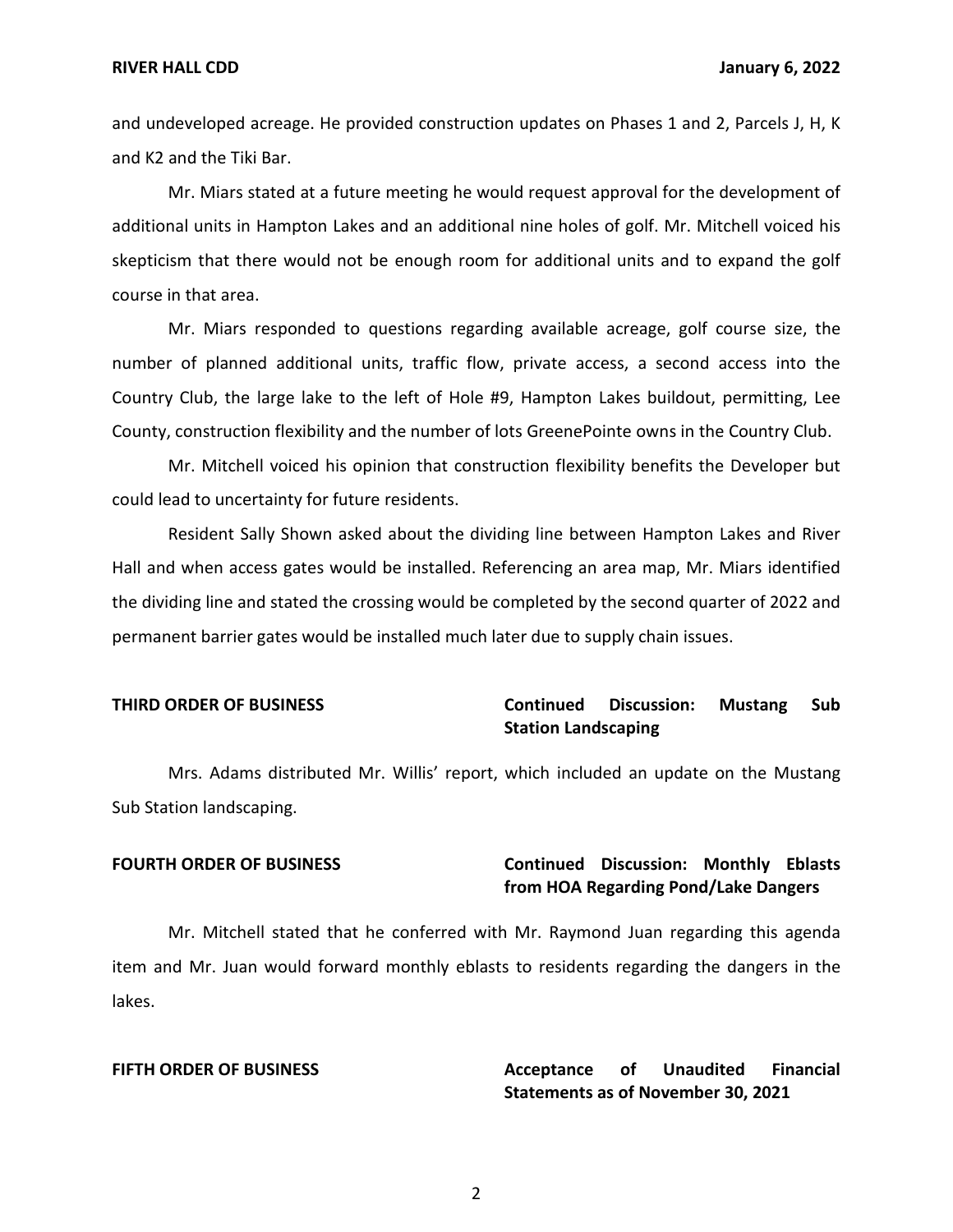and undeveloped acreage. He provided construction updates on Phases 1 and 2, Parcels J, H, K and K2 and the Tiki Bar.

Mr. Miars stated at a future meeting he would request approval for the development of additional units in Hampton Lakes and an additional nine holes of golf. Mr. Mitchell voiced his skepticism that there would not be enough room for additional units and to expand the golf course in that area.

Mr. Miars responded to questions regarding available acreage, golf course size, the number of planned additional units, traffic flow, private access, a second access into the Country Club, the large lake to the left of Hole #9, Hampton Lakes buildout, permitting, Lee County, construction flexibility and the number of lots GreenePointe owns in the Country Club.

Mr. Mitchell voiced his opinion that construction flexibility benefits the Developer but could lead to uncertainty for future residents.

Resident Sally Shown asked about the dividing line between Hampton Lakes and River Hall and when access gates would be installed. Referencing an area map, Mr. Miars identified the dividing line and stated the crossing would be completed by the second quarter of 2022 and permanent barrier gates would be installed much later due to supply chain issues.

**THIRD ORDER OF BUSINESS** **Continued Discussion: Mustang Sub Station Landscaping**

Mrs. Adams distributed Mr. Willis' report, which included an update on the Mustang Sub Station landscaping.

**FOURTH ORDER OF BUSINESS** **Continued Discussion: Monthly Eblasts from HOA Regarding Pond/Lake Dangers**

Mr. Mitchell stated that he conferred with Mr. Raymond Juan regarding this agenda item and Mr. Juan would forward monthly eblasts to residents regarding the dangers in the lakes.

**FIFTH ORDER OF BUSINESS** **Acceptance of Unaudited Financial Statements as of November 30, 2021**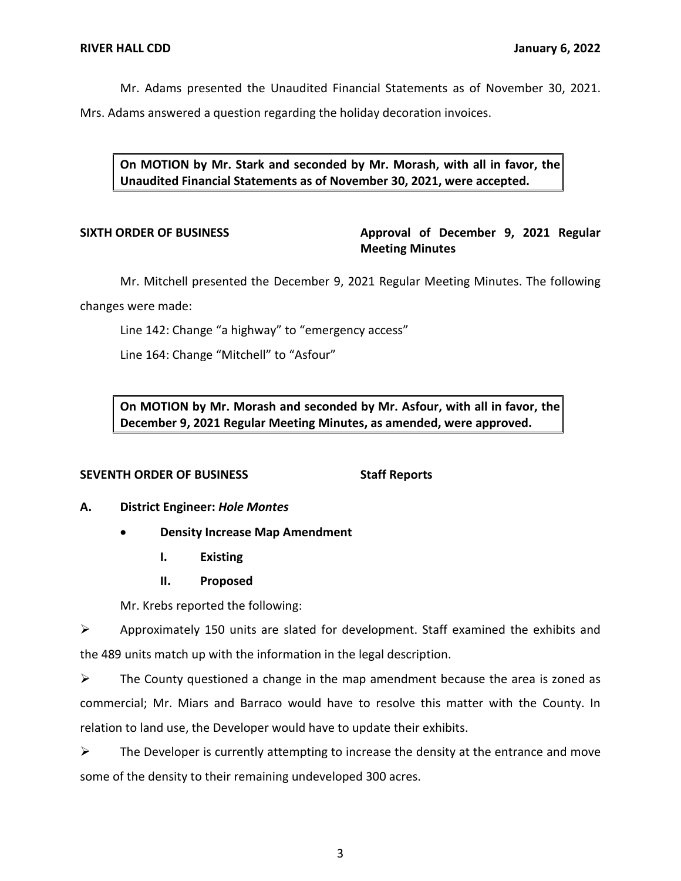Mr. Adams presented the Unaudited Financial Statements as of November 30, 2021. Mrs. Adams answered a question regarding the holiday decoration invoices.

**On MOTION by Mr. Stark and seconded by Mr. Morash, with all in favor, the Unaudited Financial Statements as of November 30, 2021, were accepted.**

**SIXTH ORDER OF BUSINESS** **Approval of December 9, 2021 Regular Meeting Minutes**

Mr. Mitchell presented the December 9, 2021 Regular Meeting Minutes. The following changes were made:

Line 142: Change "a highway" to "emergency access"

Line 164: Change "Mitchell" to "Asfour"

**On MOTION by Mr. Morash and seconded by Mr. Asfour, with all in favor, the December 9, 2021 Regular Meeting Minutes, as amended, were approved.**

**SEVENTH ORDER OF BUSINESS** **Staff Reports**

**A. District Engineer: *Hole Montes***

- **Density Increase Map Amendment**
  - **I. Existing**
  - **II. Proposed**

Mr. Krebs reported the following:

➢ Approximately 150 units are slated for development. Staff examined the exhibits and the 489 units match up with the information in the legal description.

➢ The County questioned a change in the map amendment because the area is zoned as commercial; Mr. Miars and Barraco would have to resolve this matter with the County. In relation to land use, the Developer would have to update their exhibits.

➢ The Developer is currently attempting to increase the density at the entrance and move some of the density to their remaining undeveloped 300 acres.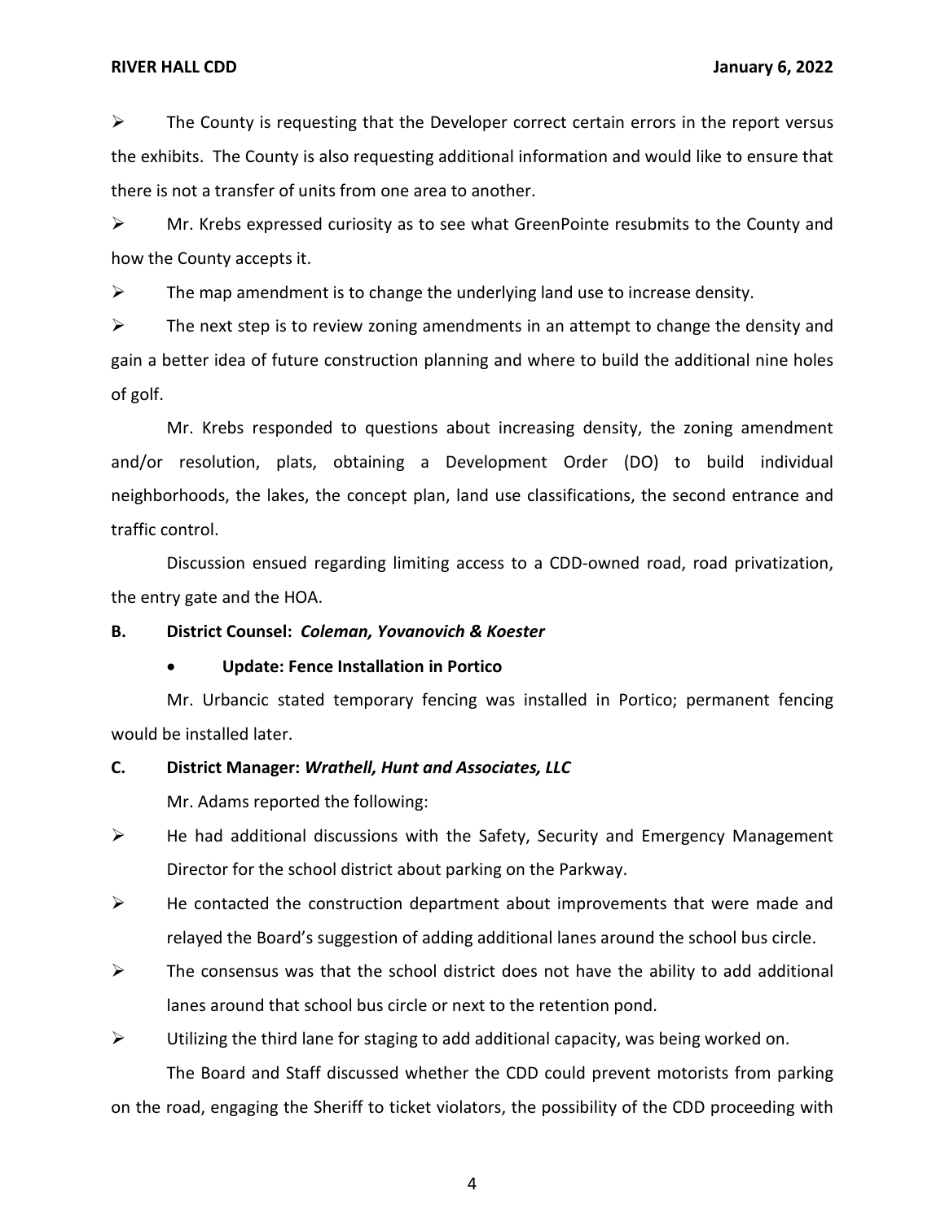- The County is requesting that the Developer correct certain errors in the report versus the exhibits. The County is also requesting additional information and would like to ensure that there is not a transfer of units from one area to another.
- Mr. Krebs expressed curiosity as to see what GreenPointe resubmits to the County and how the County accepts it.
- The map amendment is to change the underlying land use to increase density.
- The next step is to review zoning amendments in an attempt to change the density and gain a better idea of future construction planning and where to build the additional nine holes of golf.

Mr. Krebs responded to questions about increasing density, the zoning amendment and/or resolution, plats, obtaining a Development Order (DO) to build individual neighborhoods, the lakes, the concept plan, land use classifications, the second entrance and traffic control.

Discussion ensued regarding limiting access to a CDD-owned road, road privatization, the entry gate and the HOA.

**B. District Counsel:** ***Coleman, Yovanovich & Koester***

- **Update: Fence Installation in Portico**

Mr. Urbancic stated temporary fencing was installed in Portico; permanent fencing would be installed later.

**C. District Manager:** ***Wrathell, Hunt and Associates, LLC***

Mr. Adams reported the following:

- He had additional discussions with the Safety, Security and Emergency Management Director for the school district about parking on the Parkway.
- He contacted the construction department about improvements that were made and relayed the Board's suggestion of adding additional lanes around the school bus circle.
- The consensus was that the school district does not have the ability to add additional lanes around that school bus circle or next to the retention pond.
- Utilizing the third lane for staging to add additional capacity, was being worked on.

The Board and Staff discussed whether the CDD could prevent motorists from parking on the road, engaging the Sheriff to ticket violators, the possibility of the CDD proceeding with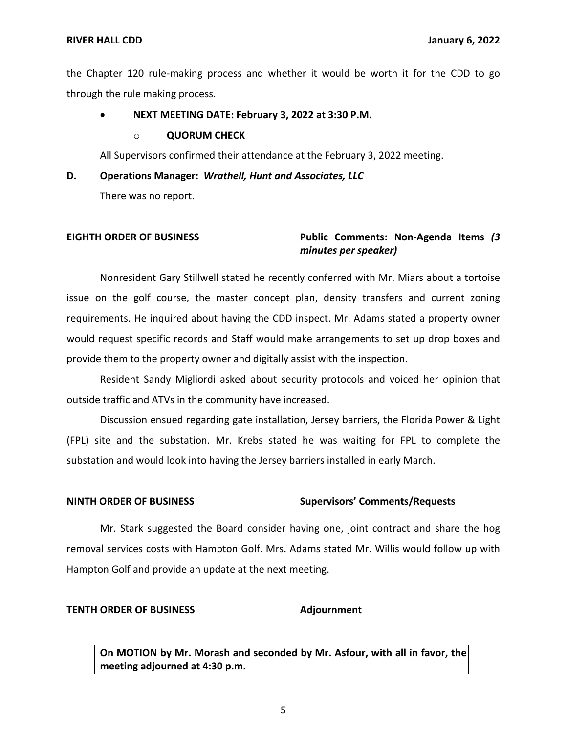the Chapter 120 rule-making process and whether it would be worth it for the CDD to go through the rule making process.

- **NEXT MEETING DATE: February 3, 2022 at 3:30 P.M.**
  - **QUORUM CHECK**

All Supervisors confirmed their attendance at the February 3, 2022 meeting.

**D. Operations Manager:** ***Wrathell, Hunt and Associates, LLC***

There was no report.

**EIGHTH ORDER OF BUSINESS** **Public Comments: Non-Agenda Items** ***(3 minutes per speaker)***

Nonresident Gary Stillwell stated he recently conferred with Mr. Miars about a tortoise issue on the golf course, the master concept plan, density transfers and current zoning requirements. He inquired about having the CDD inspect. Mr. Adams stated a property owner would request specific records and Staff would make arrangements to set up drop boxes and provide them to the property owner and digitally assist with the inspection.

Resident Sandy Migliordi asked about security protocols and voiced her opinion that outside traffic and ATVs in the community have increased.

Discussion ensued regarding gate installation, Jersey barriers, the Florida Power & Light (FPL) site and the substation. Mr. Krebs stated he was waiting for FPL to complete the substation and would look into having the Jersey barriers installed in early March.

**NINTH ORDER OF BUSINESS** **Supervisors' Comments/Requests**

Mr. Stark suggested the Board consider having one, joint contract and share the hog removal services costs with Hampton Golf. Mrs. Adams stated Mr. Willis would follow up with Hampton Golf and provide an update at the next meeting.

**TENTH ORDER OF BUSINESS** **Adjournment**

**On MOTION by Mr. Morash and seconded by Mr. Asfour, with all in favor, the meeting adjourned at 4:30 p.m.**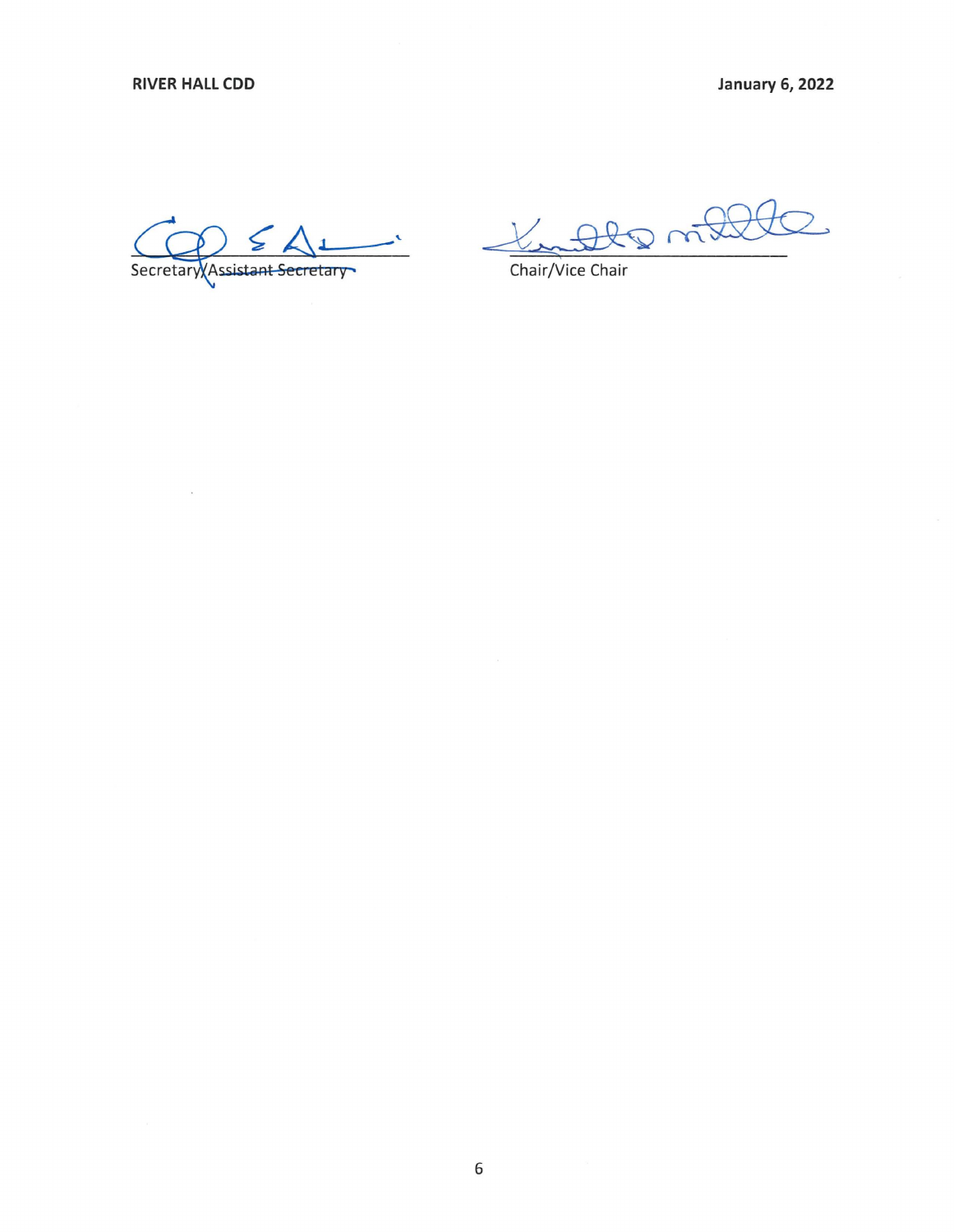___________________________
Secretary/~~Assistant Secretary~~

___________________________
Chair/Vice Chair